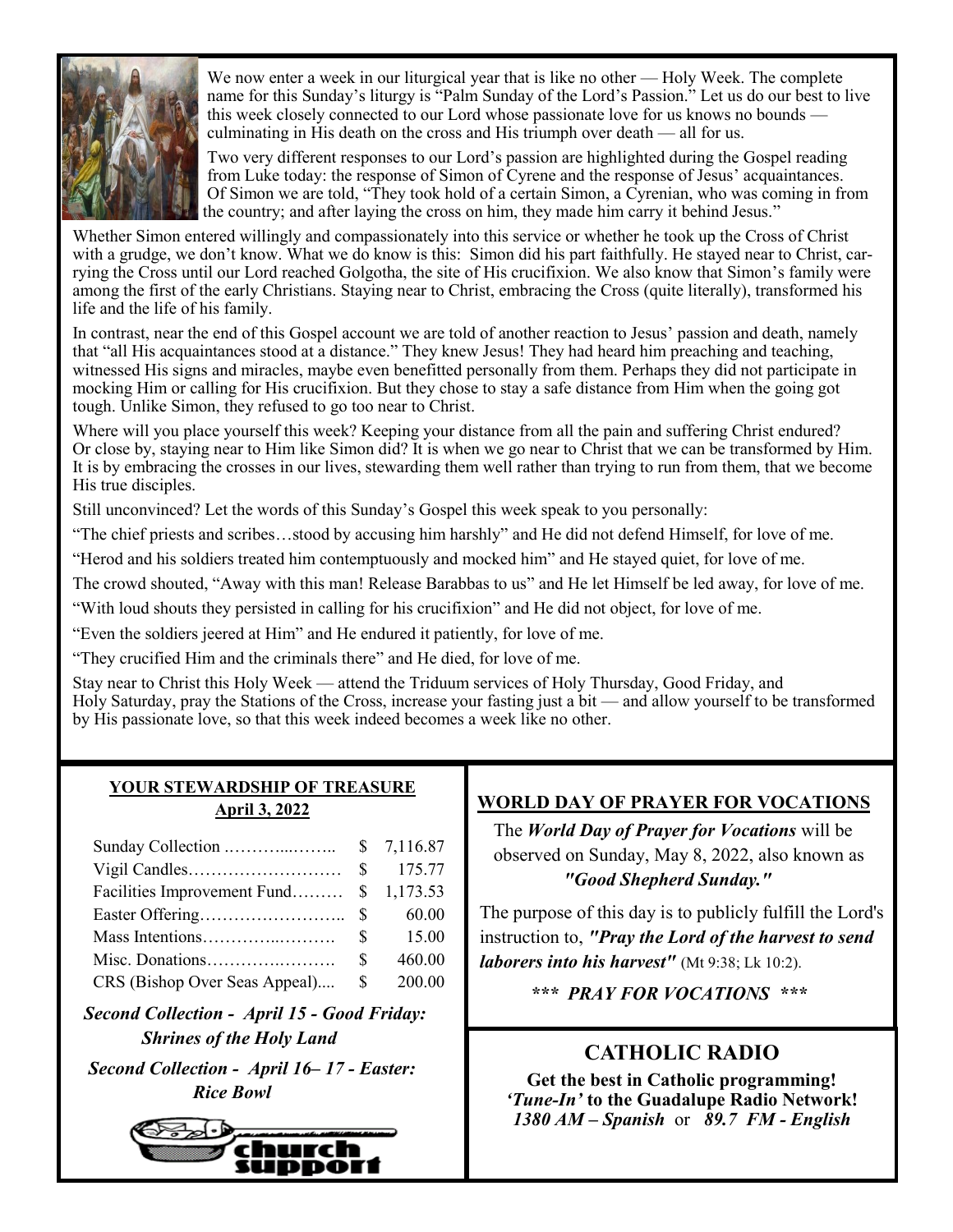We now enter a week in our liturgical year that is like no other — Holy Week. The complete name for this Sunday's liturgy is "Palm Sunday of the Lord's Passion." Let us do our best to live this week closely connected to our Lord whose passionate love for us knows no bounds — culminating in His death on the cross and His triumph over death — all for us.

Two very different responses to our Lord's passion are highlighted during the Gospel reading from Luke today: the response of Simon of Cyrene and the response of Jesus' acquaintances. Of Simon we are told, "They took hold of a certain Simon, a Cyrenian, who was coming in from the country; and after laying the cross on him, they made him carry it behind Jesus."

Whether Simon entered willingly and compassionately into this service or whether he took up the Cross of Christ with a grudge, we don't know. What we do know is this: Simon did his part faithfully. He stayed near to Christ, carrying the Cross until our Lord reached Golgotha, the site of His crucifixion. We also know that Simon's family were among the first of the early Christians. Staying near to Christ, embracing the Cross (quite literally), transformed his life and the life of his family.

In contrast, near the end of this Gospel account we are told of another reaction to Jesus' passion and death, namely that "all His acquaintances stood at a distance." They knew Jesus! They had heard him preaching and teaching, witnessed His signs and miracles, maybe even benefitted personally from them. Perhaps they did not participate in mocking Him or calling for His crucifixion. But they chose to stay a safe distance from Him when the going got tough. Unlike Simon, they refused to go too near to Christ.

Where will you place yourself this week? Keeping your distance from all the pain and suffering Christ endured? Or close by, staying near to Him like Simon did? It is when we go near to Christ that we can be transformed by Him. It is by embracing the crosses in our lives, stewarding them well rather than trying to run from them, that we become His true disciples.

Still unconvinced? Let the words of this Sunday's Gospel this week speak to you personally:

"The chief priests and scribes…stood by accusing him harshly" and He did not defend Himself, for love of me.

"Herod and his soldiers treated him contemptuously and mocked him" and He stayed quiet, for love of me.

The crowd shouted, "Away with this man! Release Barabbas to us" and He let Himself be led away, for love of me.

"With loud shouts they persisted in calling for his crucifixion" and He did not object, for love of me.

"Even the soldiers jeered at Him" and He endured it patiently, for love of me.

"They crucified Him and the criminals there" and He died, for love of me.

Stay near to Christ this Holy Week — attend the Triduum services of Holy Thursday, Good Friday, and Holy Saturday, pray the Stations of the Cross, increase your fasting just a bit — and allow yourself to be transformed by His passionate love, so that this week indeed becomes a week like no other.

## YOUR STEWARDSHIP OF TREASURE
**April 3, 2022**

| | | |
|---|---|---|
| Sunday Collection | $ | 7,116.87 |
| Vigil Candles | $ | 175.77 |
| Facilities Improvement Fund | $ | 1,173.53 |
| Easter Offering | $ | 60.00 |
| Mass Intentions | $ | 15.00 |
| Misc. Donations | $ | 460.00 |
| CRS (Bishop Over Seas Appeal) | $ | 200.00 |

***Second Collection - April 15 - Good Friday: Shrines of the Holy Land***

***Second Collection - April 16– 17 - Easter: Rice Bowl***

church support

## WORLD DAY OF PRAYER FOR VOCATIONS

The ***World Day of Prayer for Vocations*** will be observed on Sunday, May 8, 2022, also known as ***"Good Shepherd Sunday."***

The purpose of this day is to publicly fulfill the Lord's instruction to, ***"Pray the Lord of the harvest to send laborers into his harvest"*** (Mt 9:38; Lk 10:2).

***\*\*\* PRAY FOR VOCATIONS \*\*\****

## CATHOLIC RADIO

**Get the best in Catholic programming!**
**'*Tune-In*' to the Guadalupe Radio Network!**
***1380 AM – Spanish* or *89.7 FM - English***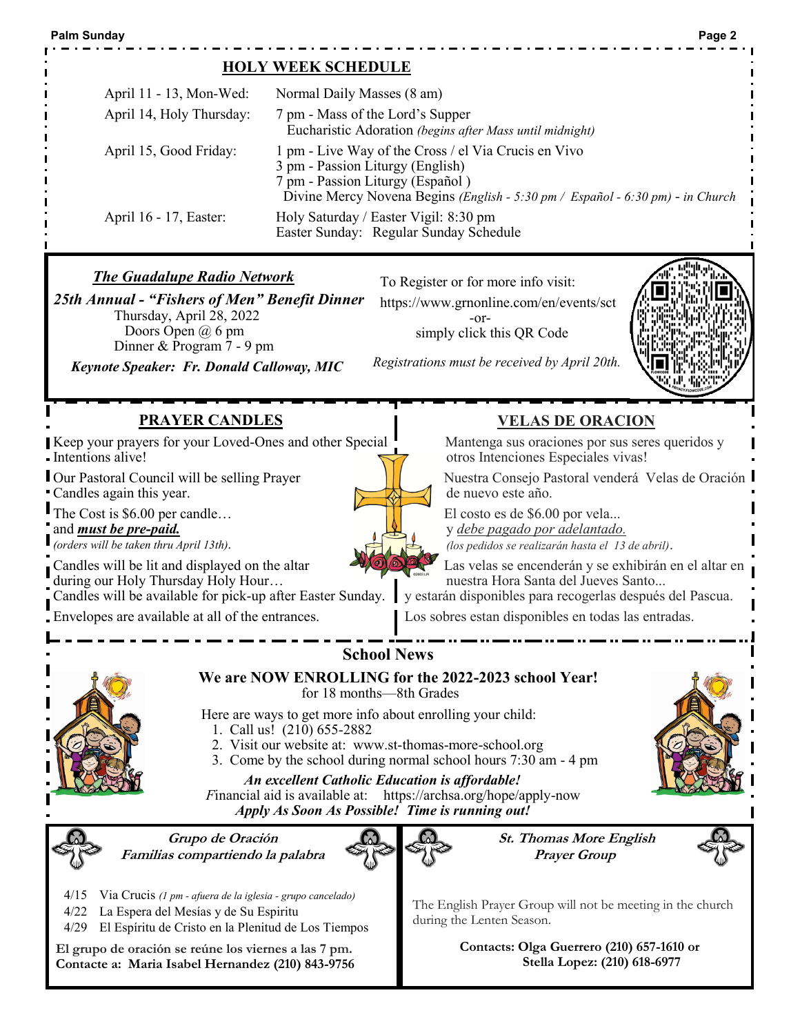## HOLY WEEK SCHEDULE

| | |
|---|---|
| April 11 - 13, Mon-Wed: | Normal Daily Masses (8 am) |
| April 14, Holy Thursday: | 7 pm - Mass of the Lord's Supper<br>Eucharistic Adoration *(begins after Mass until midnight)* |
| April 15, Good Friday: | 1 pm - Live Way of the Cross / el Via Crucis en Vivo<br>3 pm - Passion Liturgy (English)<br>7 pm - Passion Liturgy (Español )<br>Divine Mercy Novena Begins *(English - 5:30 pm / Español - 6:30 pm) - in Church* |
| April 16 - 17, Easter: | Holy Saturday / Easter Vigil: 8:30 pm<br>Easter Sunday: Regular Sunday Schedule |

***The Guadalupe Radio Network***

***25th Annual - "Fishers of Men" Benefit Dinner***

Thursday, April 28, 2022
Doors Open @ 6 pm
Dinner & Program 7 - 9 pm

***Keynote Speaker: Fr. Donald Calloway, MIC***

To Register or for more info visit:
https://www.grnonline.com/en/events/sct
-or-
simply click this QR Code

*Registrations must be received by April 20th.*

## PRAYER CANDLES

Keep your prayers for your Loved-Ones and other Special Intentions alive!

Our Pastoral Council will be selling Prayer Candles again this year.

The Cost is $6.00 per candle…
and ***must be pre-paid.***
*(orders will be taken thru April 13th).*

Candles will be lit and displayed on the altar during our Holy Thursday Holy Hour…
Candles will be available for pick-up after Easter Sunday.

Envelopes are available at all of the entrances.

## VELAS DE ORACION

Mantenga sus oraciones por sus seres queridos y otros Intenciones Especiales vivas!

Nuestra Consejo Pastoral venderá Velas de Oración de nuevo este año.

El costo es de $6.00 por vela...
y *debe pagado por adelantado.*
*(los pedidos se realizarán hasta el 13 de abril).*

Las velas se encenderán y se exhibirán en el altar en nuestra Hora Santa del Jueves Santo...
y estarán disponibles para recogerlas después del Pascua.

Los sobres estan disponibles en todas las entradas.

## School News

**We are NOW ENROLLING for the 2022-2023 school Year!**
for 18 months—8th Grades

Here are ways to get more info about enrolling your child:

1. Call us! (210) 655-2882
2. Visit our website at: www.st-thomas-more-school.org
3. Come by the school during normal school hours 7:30 am - 4 pm

***An excellent Catholic Education is affordable!***
*F*inancial aid is available at: https://archsa.org/hope/apply-now
***Apply As Soon As Possible! Time is running out!***

### *Grupo de Oración*
### *Familias compartiendo la palabra*

- 4/15 Via Crucis *(1 pm - afuera de la iglesia - grupo cancelado)*
- 4/22 La Espera del Mesías y de Su Espiritu
- 4/29 El Espíritu de Cristo en la Plenitud de Los Tiempos

**El grupo de oración se reúne los viernes a las 7 pm.**
**Contacte a: Maria Isabel Hernandez (210) 843-9756**

### *St. Thomas More English Prayer Group*

The English Prayer Group will not be meeting in the church during the Lenten Season.

**Contacts: Olga Guerrero (210) 657-1610 or Stella Lopez: (210) 618-6977**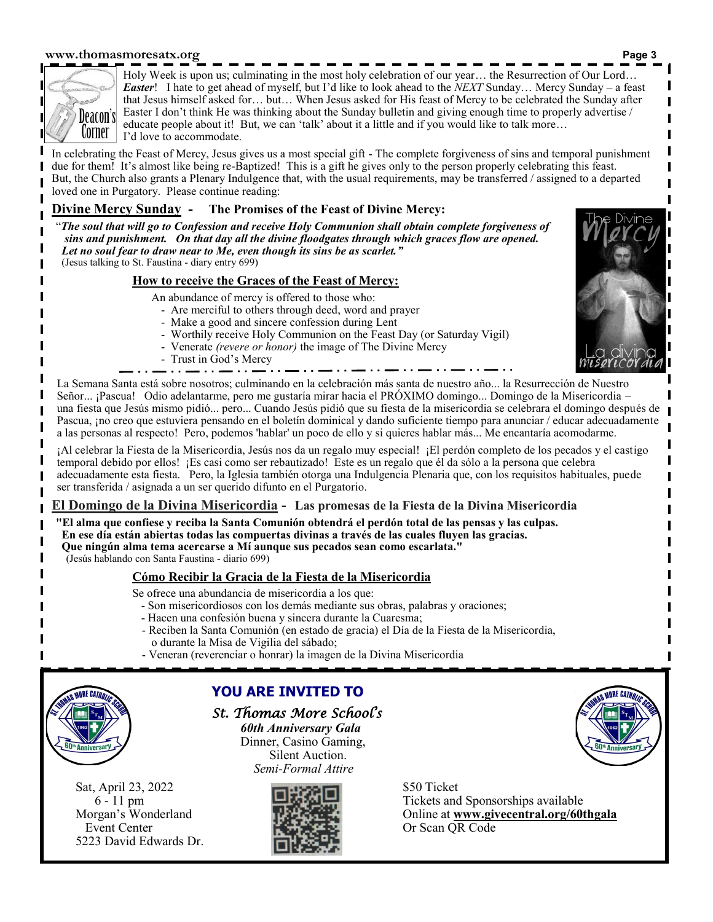Deacon's Corner

Holy Week is upon us; culminating in the most holy celebration of our year… the Resurrection of Our Lord… ***Easter***! I hate to get ahead of myself, but I'd like to look ahead to the *NEXT* Sunday… Mercy Sunday – a feast that Jesus himself asked for… but… When Jesus asked for His feast of Mercy to be celebrated the Sunday after Easter I don't think He was thinking about the Sunday bulletin and giving enough time to properly advertise / educate people about it! But, we can 'talk' about it a little and if you would like to talk more… I'd love to accommodate.

In celebrating the Feast of Mercy, Jesus gives us a most special gift - The complete forgiveness of sins and temporal punishment due for them! It's almost like being re-Baptized! This is a gift he gives only to the person properly celebrating this feast. But, the Church also grants a Plenary Indulgence that, with the usual requirements, may be transferred / assigned to a departed loved one in Purgatory. Please continue reading:

## Divine Mercy Sunday - The Promises of the Feast of Divine Mercy:

"***The soul that will go to Confession and receive Holy Communion shall obtain complete forgiveness of sins and punishment. On that day all the divine floodgates through which graces flow are opened. Let no soul fear to draw near to Me, even though its sins be as scarlet."***
(Jesus talking to St. Faustina - diary entry 699)

### How to receive the Graces of the Feast of Mercy:

An abundance of mercy is offered to those who:

- Are merciful to others through deed, word and prayer
- Make a good and sincere confession during Lent
- Worthily receive Holy Communion on the Feast Day (or Saturday Vigil)
- Venerate *(revere or honor)* the image of The Divine Mercy
- Trust in God's Mercy

The Divine Mercy — La divina misericordia

La Semana Santa está sobre nosotros; culminando en la celebración más santa de nuestro año... la Resurrección de Nuestro Señor... ¡Pascua! Odio adelantarme, pero me gustaría mirar hacia el PRÓXIMO domingo... Domingo de la Misericordia – una fiesta que Jesús mismo pidió... pero... Cuando Jesús pidió que su fiesta de la misericordia se celebrara el domingo después de Pascua, ¡no creo que estuviera pensando en el boletín dominical y dando suficiente tiempo para anunciar / educar adecuadamente a las personas al respecto! Pero, podemos 'hablar' un poco de ello y si quieres hablar más... Me encantaría acomodarme.

¡Al celebrar la Fiesta de la Misericordia, Jesús nos da un regalo muy especial! ¡El perdón completo de los pecados y el castigo temporal debido por ellos! ¡Es casi como ser rebautizado! Este es un regalo que él da sólo a la persona que celebra adecuadamente esta fiesta. Pero, la Iglesia también otorga una Indulgencia Plenaria que, con los requisitos habituales, puede ser transferida / asignada a un ser querido difunto en el Purgatorio.

## El Domingo de la Divina Misericordia - Las promesas de la Fiesta de la Divina Misericordia

**"El alma que confiese y reciba la Santa Comunión obtendrá el perdón total de las pensas y las culpas. En ese día están abiertas todas las compuertas divinas a través de las cuales fluyen las gracias. Que ningún alma tema acercarse a Mí aunque sus pecados sean como escarlata."**
(Jesús hablando con Santa Faustina - diario 699)

### Cómo Recibir la Gracia de la Fiesta de la Misericordia

Se ofrece una abundancia de misericordia a los que:

- Son misericordiosos con los demás mediante sus obras, palabras y oraciones;
- Hacen una confesión buena y sincera durante la Cuaresma;
- Reciben la Santa Comunión (en estado de gracia) el Día de la Fiesta de la Misericordia, o durante la Misa de Vigilia del sábado;
- Veneran (reverenciar o honrar) la imagen de la Divina Misericordia

## YOU ARE INVITED TO

***St. Thomas More School's***
***60th Anniversary Gala***
Dinner, Casino Gaming,
Silent Auction.
*Semi-Formal Attire*

Sat, April 23, 2022
6 - 11 pm
Morgan's Wonderland Event Center
5223 David Edwards Dr.

$50 Ticket
Tickets and Sponsorships available
Online at **www.givecentral.org/60thgala**
Or Scan QR Code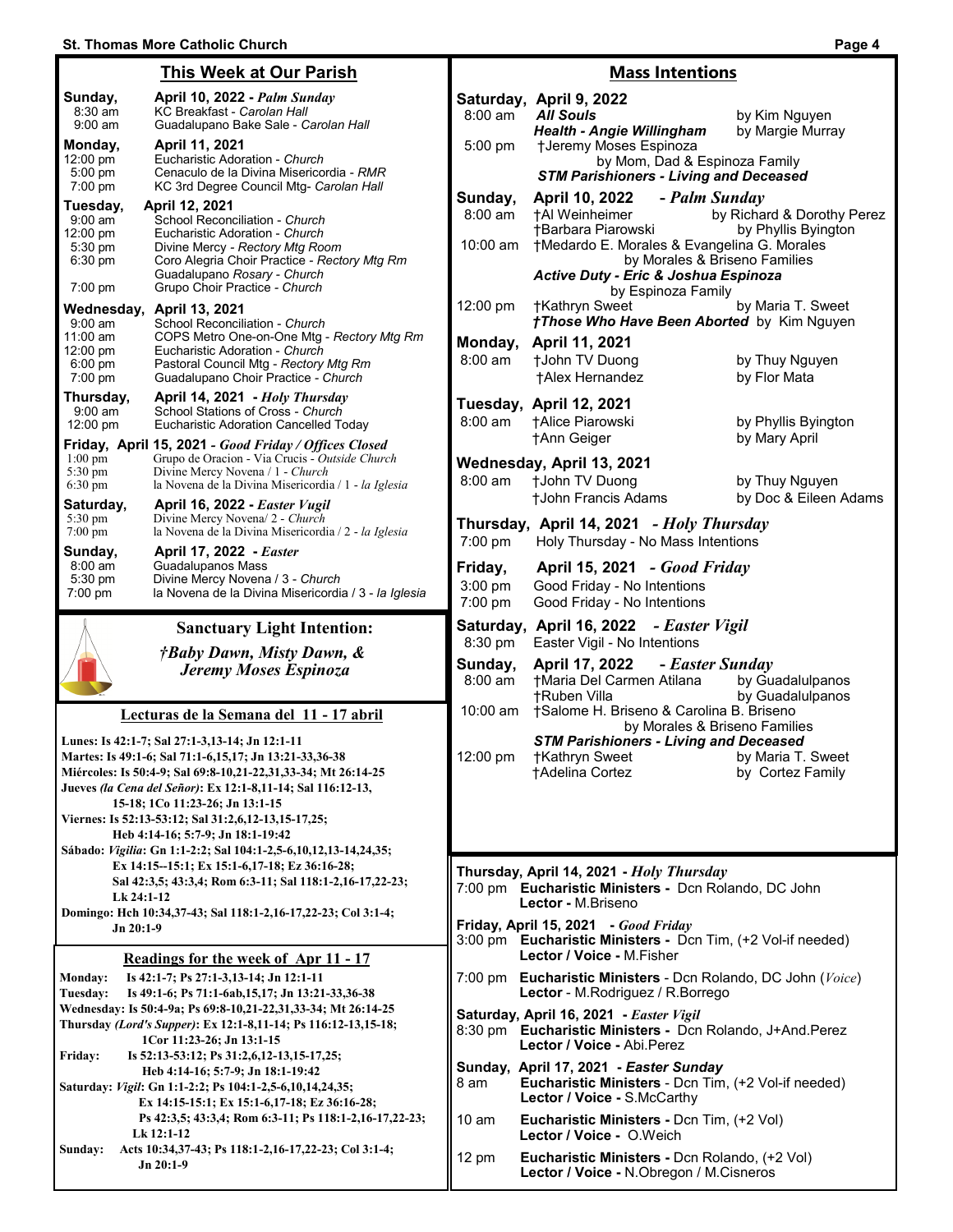## This Week at Our Parish

| | |
|---|---|
| **Sunday,** | **April 10, 2022 -** ***Palm Sunday*** |
| 8:30 am | KC Breakfast - *Carolan Hall* |
| 9:00 am | Guadalupano Bake Sale - *Carolan Hall* |
| **Monday,** | **April 11, 2021** |
| 12:00 pm | Eucharistic Adoration - *Church* |
| 5:00 pm | Cenaculo de la Divina Misericordia - *RMR* |
| 7:00 pm | KC 3rd Degree Council Mtg- *Carolan Hall* |
| **Tuesday,** | **April 12, 2021** |
| 9:00 am | School Reconciliation - *Church* |
| 12:00 pm | Eucharistic Adoration - *Church* |
| 5:30 pm | Divine Mercy - *Rectory Mtg Room* |
| 6:30 pm | Coro Alegria Choir Practice - *Rectory Mtg Rm* |
| | Guadalupano *Rosary - Church* |
| 7:00 pm | Grupo Choir Practice - *Church* |
| **Wednesday,** | **April 13, 2021** |
| 9:00 am | School Reconciliation - *Church* |
| 11:00 am | COPS Metro One-on-One Mtg - *Rectory Mtg Rm* |
| 12:00 pm | Eucharistic Adoration - *Church* |
| 6:00 pm | Pastoral Council Mtg - *Rectory Mtg Rm* |
| 7:00 pm | Guadalupano Choir Practice - *Church* |
| **Thursday,** | **April 14, 2021 -** ***Holy Thursday*** |
| 9:00 am | School Stations of Cross - *Church* |
| 12:00 pm | Eucharistic Adoration Cancelled Today |
| **Friday,** | **April 15, 2021 -** ***Good Friday / Offices Closed*** |
| 1:00 pm | Grupo de Oracion - Via Crucis - *Outside Church* |
| 5:30 pm | Divine Mercy Novena / 1 - *Church* |
| 6:30 pm | la Novena de la Divina Misericordia / 1 - *la Iglesia* |
| **Saturday,** | **April 16, 2022 -** ***Easter Vugil*** |
| 5:30 pm | Divine Mercy Novena/ 2 - *Church* |
| 7:00 pm | la Novena de la Divina Misericordia / 2 - *la Iglesia* |
| **Sunday,** | **April 17, 2022 -** ***Easter*** |
| 8:00 am | Guadalupanos Mass |
| 5:30 pm | Divine Mercy Novena / 3 - *Church* |
| 7:00 pm | la Novena de la Divina Misericordia / 3 - *la Iglesia* |

### Sanctuary Light Intention:

***†Baby Dawn, Misty Dawn, & Jeremy Moses Espinoza***

### Lecturas de la Semana del 11 - 17 abril

**Lunes: Is 42:1-7; Sal 27:1-3,13-14; Jn 12:1-11**
**Martes: Is 49:1-6; Sal 71:1-6,15,17; Jn 13:21-33,36-38**
**Miércoles: Is 50:4-9; Sal 69:8-10,21-22,31,33-34; Mt 26:14-25**
**Jueves *(la Cena del Señor)*: Ex 12:1-8,11-14; Sal 116:12-13, 15-18; 1Co 11:23-26; Jn 13:1-15**
**Viernes: Is 52:13-53:12; Sal 31:2,6,12-13,15-17,25; Heb 4:14-16; 5:7-9; Jn 18:1-19:42**
**Sábado: *Vigilia*: Gn 1:1-2:2; Sal 104:1-2,5-6,10,12,13-14,24,35; Ex 14:15--15:1; Ex 15:1-6,17-18; Ez 36:16-28; Sal 42:3,5; 43:3,4; Rom 6:3-11; Sal 118:1-2,16-17,22-23; Lk 24:1-12**
**Domingo: Hch 10:34,37-43; Sal 118:1-2,16-17,22-23; Col 3:1-4; Jn 20:1-9**

### Readings for the week of Apr 11 - 17

**Monday: Is 42:1-7; Ps 27:1-3,13-14; Jn 12:1-11**
**Tuesday: Is 49:1-6; Ps 71:1-6ab,15,17; Jn 13:21-33,36-38**
**Wednesday: Is 50:4-9a; Ps 69:8-10,21-22,31,33-34; Mt 26:14-25**
**Thursday *(Lord's Supper)*: Ex 12:1-8,11-14; Ps 116:12-13,15-18; 1Cor 11:23-26; Jn 13:1-15**
**Friday: Is 52:13-53:12; Ps 31:2,6,12-13,15-17,25; Heb 4:14-16; 5:7-9; Jn 18:1-19:42**
**Saturday: *Vigil*: Gn 1:1-2:2; Ps 104:1-2,5-6,10,14,24,35; Ex 14:15-15:1; Ex 15:1-6,17-18; Ez 36:16-28; Ps 42:3,5; 43:3,4; Rom 6:3-11; Ps 118:1-2,16-17,22-23; Lk 12:1-12**
**Sunday: Acts 10:34,37-43; Ps 118:1-2,16-17,22-23; Col 3:1-4; Jn 20:1-9**

## Mass Intentions

**Saturday, April 9, 2022**
- 8:00 am ***All Souls*** by Kim Nguyen
  - ***Health - Angie Willingham*** by Margie Murray
- 5:00 pm †Jeremy Moses Espinoza by Mom, Dad & Espinoza Family
  - ***STM Parishioners - Living and Deceased***

**Sunday, April 10, 2022 -** ***Palm Sunday***
- 8:00 am †Al Weinheimer by Richard & Dorothy Perez
  - †Barbara Piarowski by Phyllis Byington
- 10:00 am †Medardo E. Morales & Evangelina G. Morales by Morales & Briseno Families
  - ***Active Duty - Eric & Joshua Espinoza*** by Espinoza Family
- 12:00 pm †Kathryn Sweet by Maria T. Sweet
  - ***†Those Who Have Been Aborted*** by Kim Nguyen

**Monday, April 11, 2021**
- 8:00 am †John TV Duong by Thuy Nguyen
  - †Alex Hernandez by Flor Mata

**Tuesday, April 12, 2021**
- 8:00 am †Alice Piarowski by Phyllis Byington
  - †Ann Geiger by Mary April

**Wednesday, April 13, 2021**
- 8:00 am †John TV Duong by Thuy Nguyen
  - †John Francis Adams by Doc & Eileen Adams

**Thursday, April 14, 2021 -** ***Holy Thursday***
- 7:00 pm Holy Thursday - No Mass Intentions

**Friday, April 15, 2021 -** ***Good Friday***
- 3:00 pm Good Friday - No Intentions
- 7:00 pm Good Friday - No Intentions

**Saturday, April 16, 2022 -** ***Easter Vigil***
- 8:30 pm Easter Vigil - No Intentions

**Sunday, April 17, 2022 -** ***Easter Sunday***
- 8:00 am †Maria Del Carmen Atilana by Guadalulpanos
  - †Ruben Villa by Guadalulpanos
- 10:00 am †Salome H. Briseno & Carolina B. Briseno by Morales & Briseno Families
  - ***STM Parishioners - Living and Deceased***
- 12:00 pm †Kathryn Sweet by Maria T. Sweet
  - †Adelina Cortez by Cortez Family

---

**Thursday, April 14, 2021 -** ***Holy Thursday***
7:00 pm **Eucharistic Ministers -** Dcn Rolando, DC John
**Lector -** M.Briseno

**Friday, April 15, 2021 -** ***Good Friday***
3:00 pm **Eucharistic Ministers -** Dcn Tim, (+2 Vol-if needed)
**Lector / Voice -** M.Fisher

7:00 pm **Eucharistic Ministers** - Dcn Rolando, DC John (*Voice*)
**Lector** - M.Rodriguez / R.Borrego

**Saturday, April 16, 2021 -** ***Easter Vigil***
8:30 pm **Eucharistic Ministers -** Dcn Rolando, J+And.Perez
**Lector / Voice -** Abi.Perez

**Sunday, April 17, 2021 -** ***Easter Sunday***
8 am **Eucharistic Ministers** - Dcn Tim, (+2 Vol-if needed)
**Lector / Voice -** S.McCarthy

10 am **Eucharistic Ministers -** Dcn Tim, (+2 Vol)
**Lector / Voice -** O.Weich

12 pm **Eucharistic Ministers -** Dcn Rolando, (+2 Vol)
**Lector / Voice -** N.Obregon / M.Cisneros